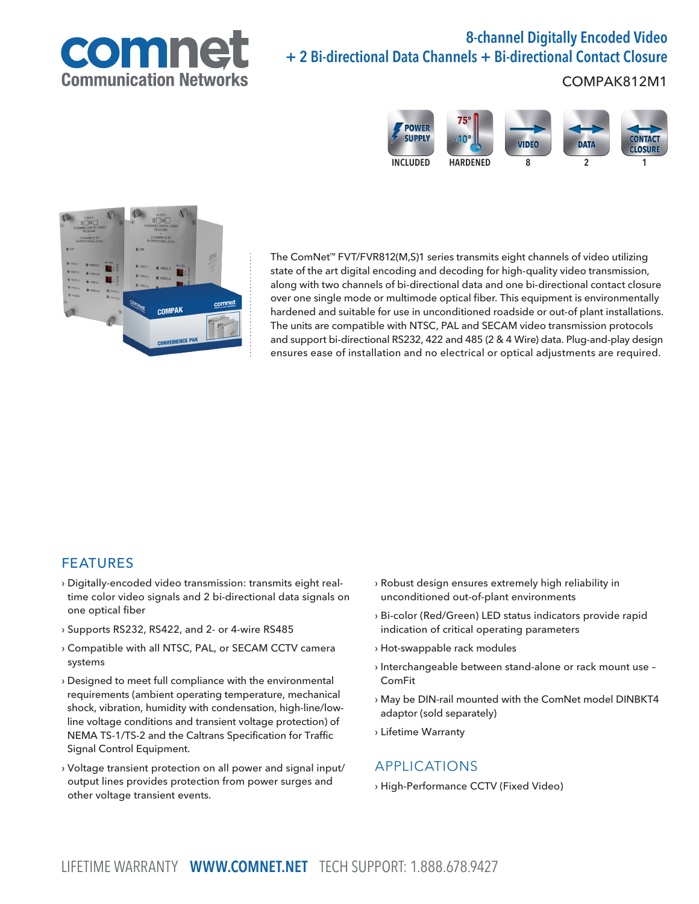# 8-channel Digitally Encoded Video + 2 Bi-directional Data Channels + Bi-directional Contact Closure

COMPAK812M1

POWER SUPPLY INCLUDED | 75° -40° HARDENED | VIDEO 8 | DATA 2 | CONTACT CLOSURE 1

The ComNet™ FVT/FVR812(M,S)1 series transmits eight channels of video utilizing state of the art digital encoding and decoding for high-quality video transmission, along with two channels of bi-directional data and one bi-directional contact closure over one single mode or multimode optical fiber. This equipment is environmentally hardened and suitable for use in unconditioned roadside or out-of plant installations. The units are compatible with NTSC, PAL and SECAM video transmission protocols and support bi-directional RS232, 422 and 485 (2 & 4 Wire) data. Plug-and-play design ensures ease of installation and no electrical or optical adjustments are required.

## FEATURES

- Digitally-encoded video transmission: transmits eight real-time color video signals and 2 bi-directional data signals on one optical fiber
- Supports RS232, RS422, and 2- or 4-wire RS485
- Compatible with all NTSC, PAL, or SECAM CCTV camera systems
- Designed to meet full compliance with the environmental requirements (ambient operating temperature, mechanical shock, vibration, humidity with condensation, high-line/low-line voltage conditions and transient voltage protection) of NEMA TS-1/TS-2 and the Caltrans Specification for Traffic Signal Control Equipment.
- Voltage transient protection on all power and signal input/output lines provides protection from power surges and other voltage transient events.
- Robust design ensures extremely high reliability in unconditioned out-of-plant environments
- Bi-color (Red/Green) LED status indicators provide rapid indication of critical operating parameters
- Hot-swappable rack modules
- Interchangeable between stand-alone or rack mount use – ComFit
- May be DIN-rail mounted with the ComNet model DINBKT4 adaptor (sold separately)
- Lifetime Warranty

## APPLICATIONS

- High-Performance CCTV (Fixed Video)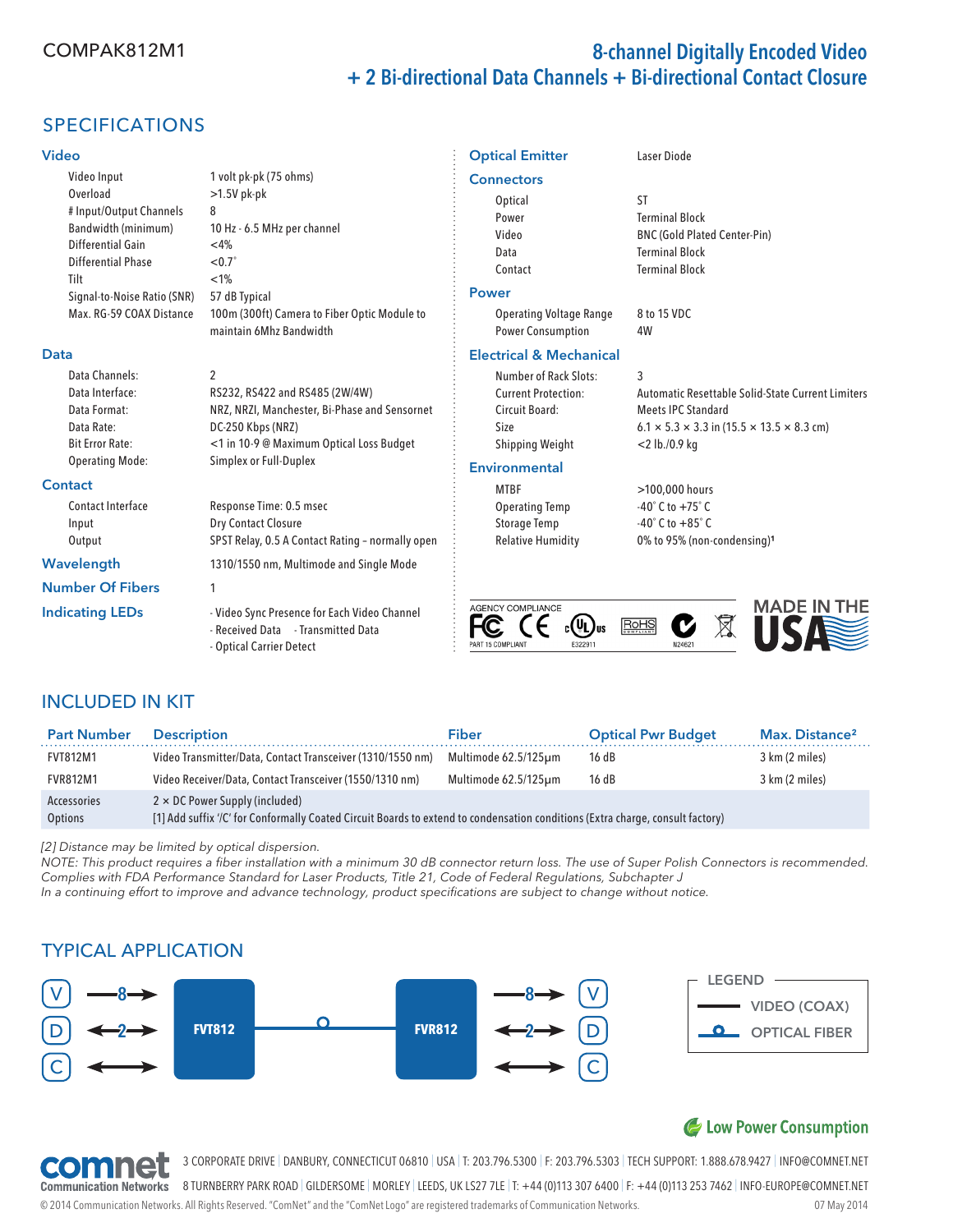COMPAK812M1

# 8-channel Digitally Encoded Video + 2 Bi-directional Data Channels + Bi-directional Contact Closure

## SPECIFICATIONS

### Video

| | |
|---|---|
| Video Input | 1 volt pk-pk (75 ohms) |
| Overload | >1.5V pk-pk |
| # Input/Output Channels | 8 |
| Bandwidth (minimum) | 10 Hz - 6.5 MHz per channel |
| Differential Gain | <4% |
| Differential Phase | <0.7° |
| Tilt | <1% |
| Signal-to-Noise Ratio (SNR) | 57 dB Typical |
| Max. RG-59 COAX Distance | 100m (300ft) Camera to Fiber Optic Module to maintain 6Mhz Bandwidth |

### Data

| | |
|---|---|
| Data Channels: | 2 |
| Data Interface: | RS232, RS422 and RS485 (2W/4W) |
| Data Format: | NRZ, NRZI, Manchester, Bi-Phase and Sensornet |
| Data Rate: | DC-250 Kbps (NRZ) |
| Bit Error Rate: | <1 in 10-9 @ Maximum Optical Loss Budget |
| Operating Mode: | Simplex or Full-Duplex |

### Contact

| | |
|---|---|
| Contact Interface | Response Time: 0.5 msec |
| Input | Dry Contact Closure |
| Output | SPST Relay, 0.5 A Contact Rating – normally open |

### Wavelength

1310/1550 nm, Multimode and Single Mode

### Number Of Fibers

1

### Indicating LEDs

- Video Sync Presence for Each Video Channel
- Received Data
- Transmitted Data
- Optical Carrier Detect

### Optical Emitter

Laser Diode

### Connectors

| | |
|---|---|
| Optical | ST |
| Power | Terminal Block |
| Video | BNC (Gold Plated Center-Pin) |
| Data | Terminal Block |
| Contact | Terminal Block |

### Power

| | |
|---|---|
| Operating Voltage Range | 8 to 15 VDC |
| Power Consumption | 4W |

### Electrical & Mechanical

| | |
|---|---|
| Number of Rack Slots: | 3 |
| Current Protection: | Automatic Resettable Solid-State Current Limiters |
| Circuit Board: | Meets IPC Standard |
| Size | 6.1 × 5.3 × 3.3 in (15.5 × 13.5 × 8.3 cm) |
| Shipping Weight | <2 lb./0.9 kg |

### Environmental

| | |
|---|---|
| MTBF | >100,000 hours |
| Operating Temp | -40° C to +75° C |
| Storage Temp | -40° C to +85° C |
| Relative Humidity | 0% to 95% (non-condensing)[1] |

AGENCY COMPLIANCE

FCC PART 15 COMPLIANT · CE · cULus E322911 · RoHS COMPLIANT · N24621 · WEEE

MADE IN THE USA

## INCLUDED IN KIT

| Part Number | Description | Fiber | Optical Pwr Budget | Max. Distance[2] |
|---|---|---|---|---|
| FVT812M1 | Video Transmitter/Data, Contact Transceiver (1310/1550 nm) | Multimode 62.5/125μm | 16 dB | 3 km (2 miles) |
| FVR812M1 | Video Receiver/Data, Contact Transceiver (1550/1310 nm) | Multimode 62.5/125μm | 16 dB | 3 km (2 miles) |
| Accessories | 2 × DC Power Supply (included) | | | |
| Options | [1] Add suffix '/C' for Conformally Coated Circuit Boards to extend to condensation conditions (Extra charge, consult factory) | | | |

*[2] Distance may be limited by optical dispersion.*
*NOTE: This product requires a fiber installation with a minimum 30 dB connector return loss. The use of Super Polish Connectors is recommended.*
*Complies with FDA Performance Standard for Laser Products, Title 21, Code of Federal Regulations, Subchapter J*
*In a continuing effort to improve and advance technology, product specifications are subject to change without notice.*

## TYPICAL APPLICATION

V 8 · D 2 · C — FVT812 — FVR812 — 8 V · 2 D · C

LEGEND
VIDEO (COAX)
OPTICAL FIBER

Low Power Consumption

comnet Communication Networks

3 CORPORATE DRIVE | DANBURY, CONNECTICUT 06810 | USA | T: 203.796.5300 | F: 203.796.5303 | TECH SUPPORT: 1.888.678.9427 | INFO@COMNET.NET

8 TURNBERRY PARK ROAD | GILDERSOME | MORLEY | LEEDS, UK LS27 7LE | T: +44 (0)113 307 6400 | F: +44 (0)113 253 7462 | INFO-EUROPE@COMNET.NET

© 2014 Communication Networks. All Rights Reserved. "ComNet" and the "ComNet Logo" are registered trademarks of Communication Networks. 07 May 2014